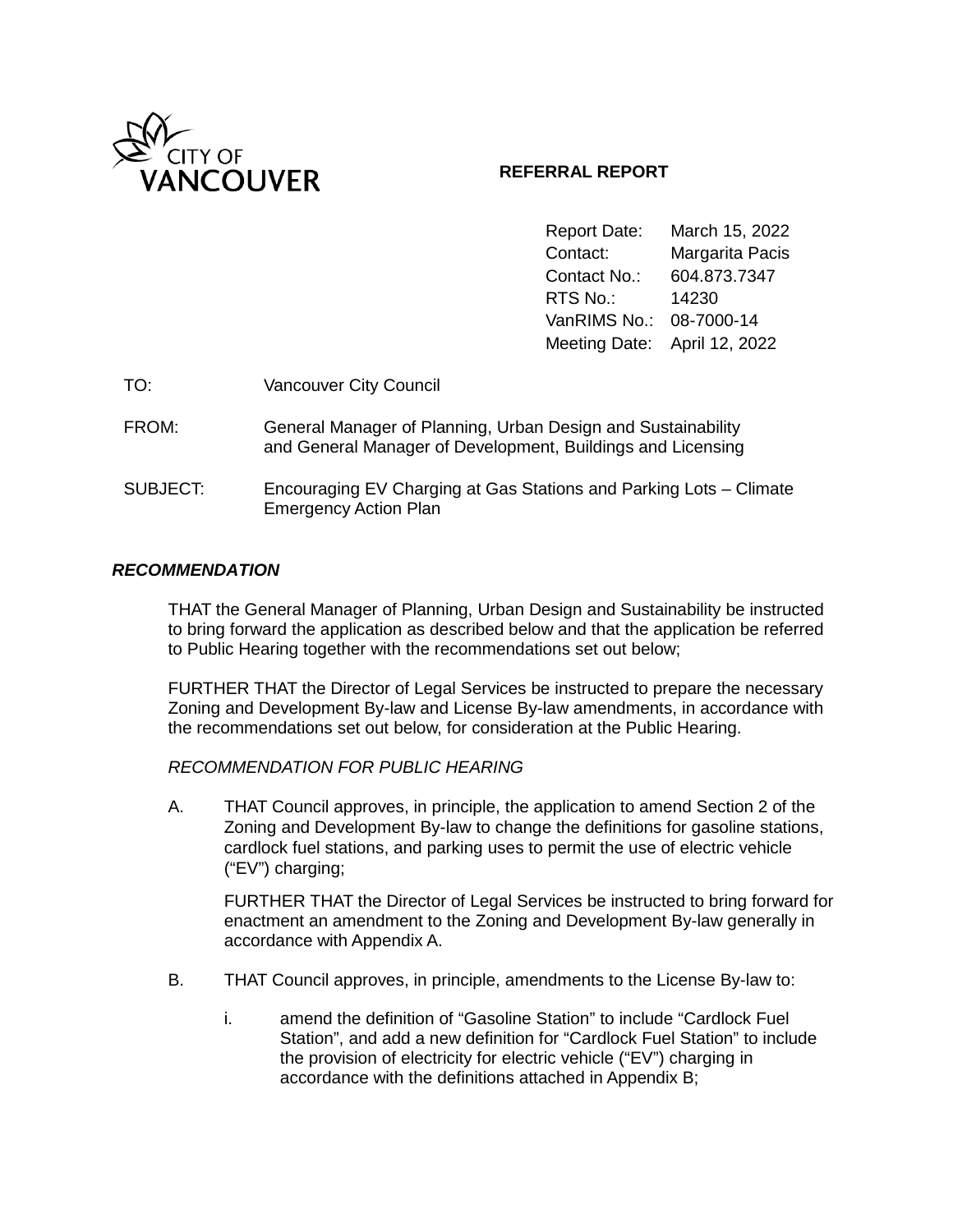CITY OF VANCOUVER

**REFERRAL REPORT**

| | |
|---|---|
| Report Date: | March 15, 2022 |
| Contact: | Margarita Pacis |
| Contact No.: | 604.873.7347 |
| RTS No.: | 14230 |
| VanRIMS No.: | 08-7000-14 |
| Meeting Date: | April 12, 2022 |

| | |
|---|---|
| TO: | Vancouver City Council |
| FROM: | General Manager of Planning, Urban Design and Sustainability and General Manager of Development, Buildings and Licensing |
| SUBJECT: | Encouraging EV Charging at Gas Stations and Parking Lots – Climate Emergency Action Plan |

### *RECOMMENDATION*

THAT the General Manager of Planning, Urban Design and Sustainability be instructed to bring forward the application as described below and that the application be referred to Public Hearing together with the recommendations set out below;

FURTHER THAT the Director of Legal Services be instructed to prepare the necessary Zoning and Development By-law and License By-law amendments, in accordance with the recommendations set out below, for consideration at the Public Hearing.

*RECOMMENDATION FOR PUBLIC HEARING*

A. THAT Council approves, in principle, the application to amend Section 2 of the Zoning and Development By-law to change the definitions for gasoline stations, cardlock fuel stations, and parking uses to permit the use of electric vehicle ("EV") charging;

   FURTHER THAT the Director of Legal Services be instructed to bring forward for enactment an amendment to the Zoning and Development By-law generally in accordance with Appendix A.

B. THAT Council approves, in principle, amendments to the License By-law to:

   i. amend the definition of "Gasoline Station" to include "Cardlock Fuel Station", and add a new definition for "Cardlock Fuel Station" to include the provision of electricity for electric vehicle ("EV") charging in accordance with the definitions attached in Appendix B;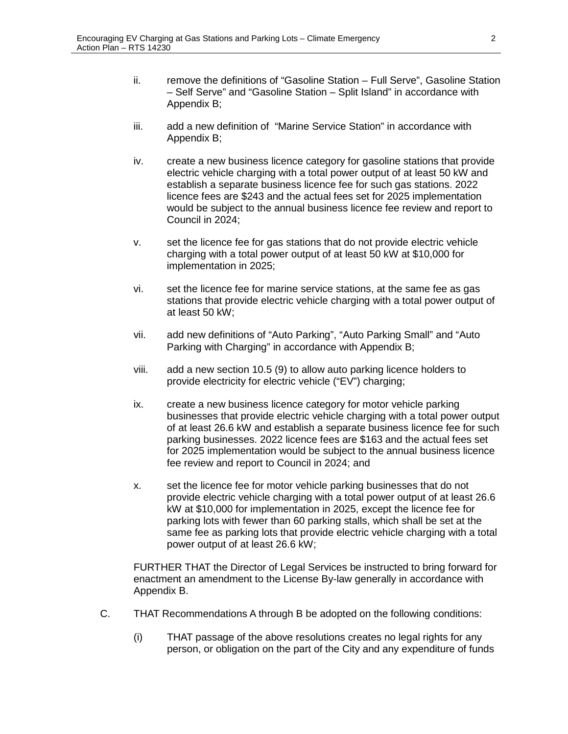ii. remove the definitions of "Gasoline Station – Full Serve", Gasoline Station – Self Serve" and "Gasoline Station – Split Island" in accordance with Appendix B;

iii. add a new definition of "Marine Service Station" in accordance with Appendix B;

iv. create a new business licence category for gasoline stations that provide electric vehicle charging with a total power output of at least 50 kW and establish a separate business licence fee for such gas stations. 2022 licence fees are $243 and the actual fees set for 2025 implementation would be subject to the annual business licence fee review and report to Council in 2024;

v. set the licence fee for gas stations that do not provide electric vehicle charging with a total power output of at least 50 kW at $10,000 for implementation in 2025;

vi. set the licence fee for marine service stations, at the same fee as gas stations that provide electric vehicle charging with a total power output of at least 50 kW;

vii. add new definitions of "Auto Parking", "Auto Parking Small" and "Auto Parking with Charging" in accordance with Appendix B;

viii. add a new section 10.5 (9) to allow auto parking licence holders to provide electricity for electric vehicle ("EV") charging;

ix. create a new business licence category for motor vehicle parking businesses that provide electric vehicle charging with a total power output of at least 26.6 kW and establish a separate business licence fee for such parking businesses. 2022 licence fees are $163 and the actual fees set for 2025 implementation would be subject to the annual business licence fee review and report to Council in 2024; and

x. set the licence fee for motor vehicle parking businesses that do not provide electric vehicle charging with a total power output of at least 26.6 kW at $10,000 for implementation in 2025, except the licence fee for parking lots with fewer than 60 parking stalls, which shall be set at the same fee as parking lots that provide electric vehicle charging with a total power output of at least 26.6 kW;

FURTHER THAT the Director of Legal Services be instructed to bring forward for enactment an amendment to the License By-law generally in accordance with Appendix B.

C. THAT Recommendations A through B be adopted on the following conditions:

(i) THAT passage of the above resolutions creates no legal rights for any person, or obligation on the part of the City and any expenditure of funds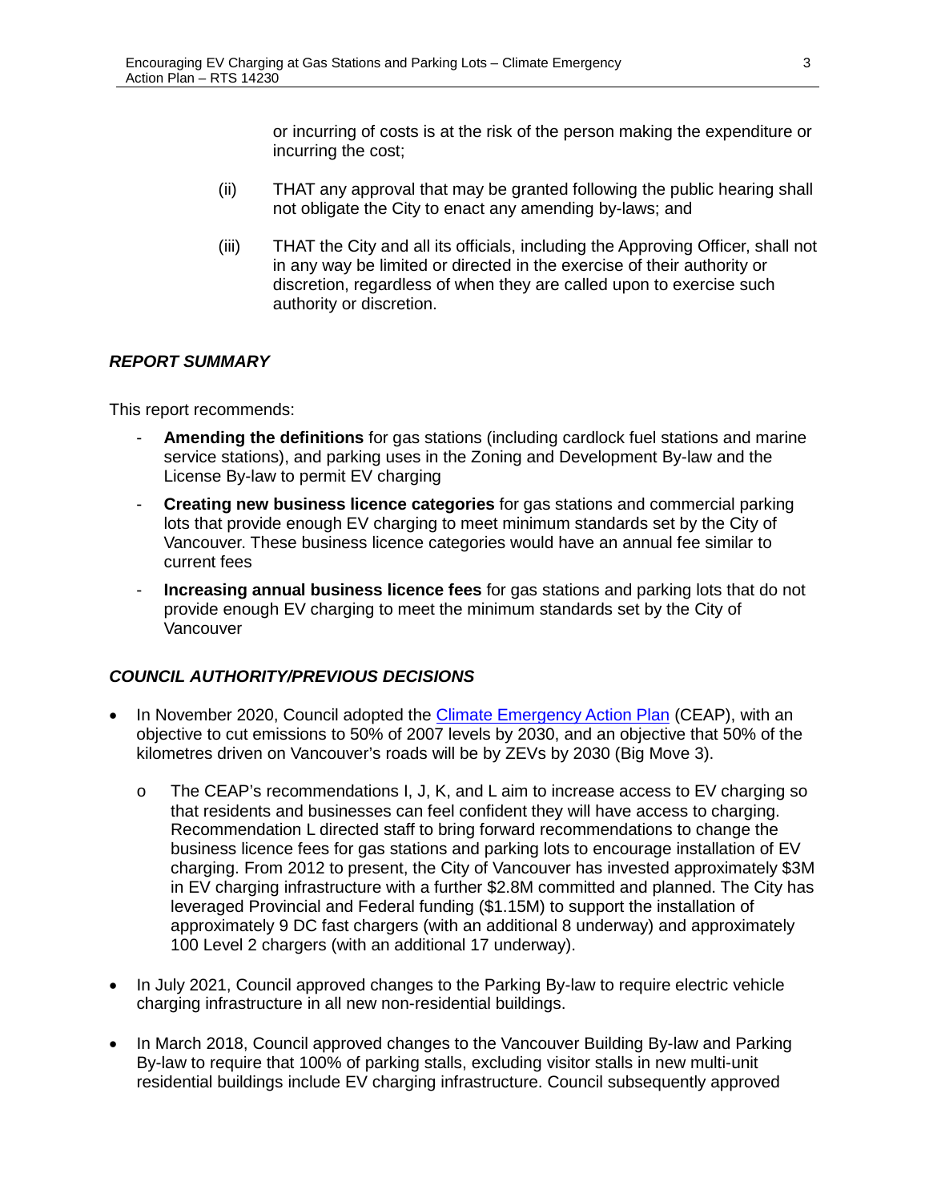or incurring of costs is at the risk of the person making the expenditure or incurring the cost;

(ii) THAT any approval that may be granted following the public hearing shall not obligate the City to enact any amending by-laws; and

(iii) THAT the City and all its officials, including the Approving Officer, shall not in any way be limited or directed in the exercise of their authority or discretion, regardless of when they are called upon to exercise such authority or discretion.

### *REPORT SUMMARY*

This report recommends:

- **Amending the definitions** for gas stations (including cardlock fuel stations and marine service stations), and parking uses in the Zoning and Development By-law and the License By-law to permit EV charging
- **Creating new business licence categories** for gas stations and commercial parking lots that provide enough EV charging to meet minimum standards set by the City of Vancouver. These business licence categories would have an annual fee similar to current fees
- **Increasing annual business licence fees** for gas stations and parking lots that do not provide enough EV charging to meet the minimum standards set by the City of Vancouver

### *COUNCIL AUTHORITY/PREVIOUS DECISIONS*

- In November 2020, Council adopted the Climate Emergency Action Plan (CEAP), with an objective to cut emissions to 50% of 2007 levels by 2030, and an objective that 50% of the kilometres driven on Vancouver's roads will be by ZEVs by 2030 (Big Move 3).
  - The CEAP's recommendations I, J, K, and L aim to increase access to EV charging so that residents and businesses can feel confident they will have access to charging. Recommendation L directed staff to bring forward recommendations to change the business licence fees for gas stations and parking lots to encourage installation of EV charging. From 2012 to present, the City of Vancouver has invested approximately $3M in EV charging infrastructure with a further $2.8M committed and planned. The City has leveraged Provincial and Federal funding ($1.15M) to support the installation of approximately 9 DC fast chargers (with an additional 8 underway) and approximately 100 Level 2 chargers (with an additional 17 underway).
- In July 2021, Council approved changes to the Parking By-law to require electric vehicle charging infrastructure in all new non-residential buildings.
- In March 2018, Council approved changes to the Vancouver Building By-law and Parking By-law to require that 100% of parking stalls, excluding visitor stalls in new multi-unit residential buildings include EV charging infrastructure. Council subsequently approved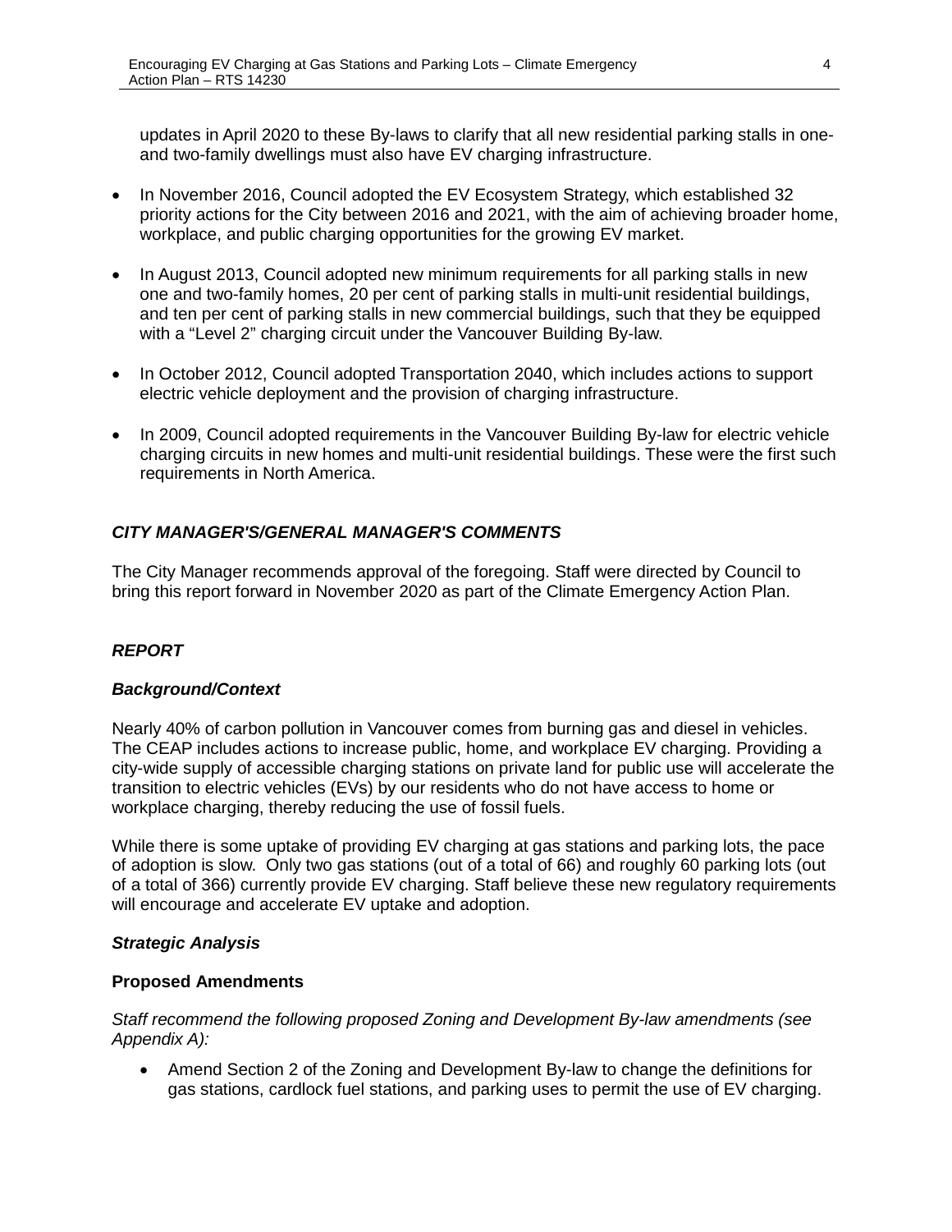updates in April 2020 to these By-laws to clarify that all new residential parking stalls in one- and two-family dwellings must also have EV charging infrastructure.

- In November 2016, Council adopted the EV Ecosystem Strategy, which established 32 priority actions for the City between 2016 and 2021, with the aim of achieving broader home, workplace, and public charging opportunities for the growing EV market.

- In August 2013, Council adopted new minimum requirements for all parking stalls in new one and two-family homes, 20 per cent of parking stalls in multi-unit residential buildings, and ten per cent of parking stalls in new commercial buildings, such that they be equipped with a "Level 2" charging circuit under the Vancouver Building By-law.

- In October 2012, Council adopted Transportation 2040, which includes actions to support electric vehicle deployment and the provision of charging infrastructure.

- In 2009, Council adopted requirements in the Vancouver Building By-law for electric vehicle charging circuits in new homes and multi-unit residential buildings. These were the first such requirements in North America.

### *CITY MANAGER'S/GENERAL MANAGER'S COMMENTS*

The City Manager recommends approval of the foregoing. Staff were directed by Council to bring this report forward in November 2020 as part of the Climate Emergency Action Plan.

## *REPORT*

### *Background/Context*

Nearly 40% of carbon pollution in Vancouver comes from burning gas and diesel in vehicles. The CEAP includes actions to increase public, home, and workplace EV charging. Providing a city-wide supply of accessible charging stations on private land for public use will accelerate the transition to electric vehicles (EVs) by our residents who do not have access to home or workplace charging, thereby reducing the use of fossil fuels.

While there is some uptake of providing EV charging at gas stations and parking lots, the pace of adoption is slow. Only two gas stations (out of a total of 66) and roughly 60 parking lots (out of a total of 366) currently provide EV charging. Staff believe these new regulatory requirements will encourage and accelerate EV uptake and adoption.

### *Strategic Analysis*

#### **Proposed Amendments**

*Staff recommend the following proposed Zoning and Development By-law amendments (see Appendix A):*

- Amend Section 2 of the Zoning and Development By-law to change the definitions for gas stations, cardlock fuel stations, and parking uses to permit the use of EV charging.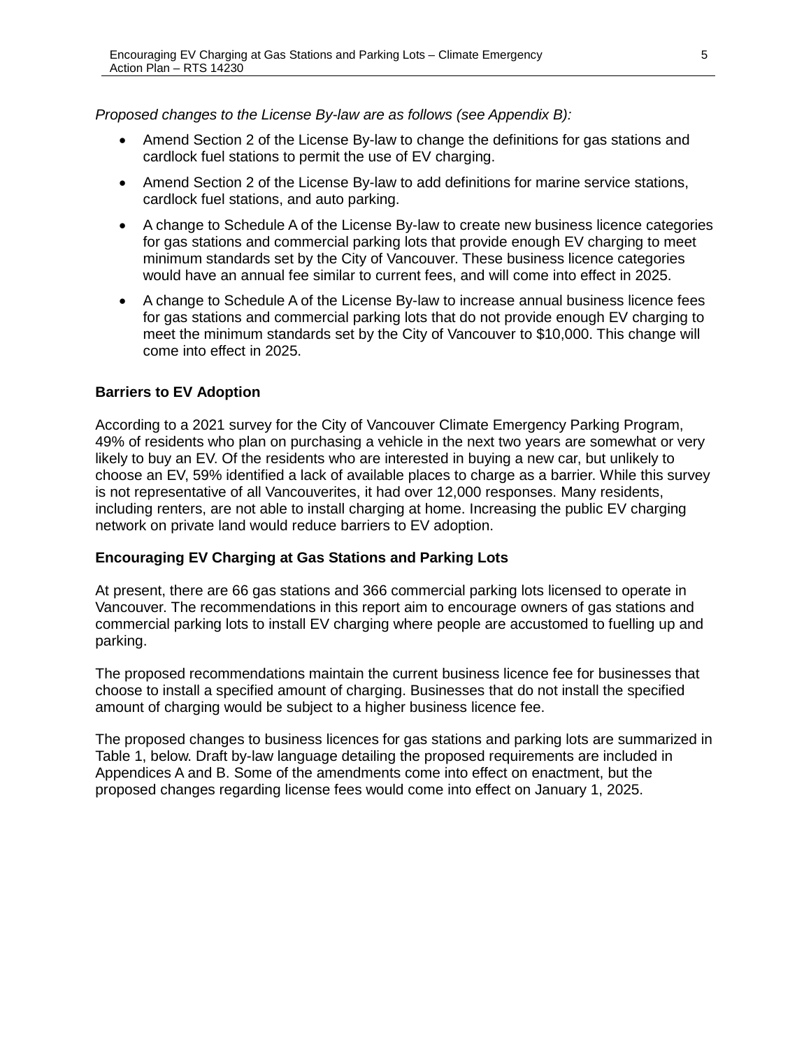*Proposed changes to the License By-law are as follows (see Appendix B):*

- Amend Section 2 of the License By-law to change the definitions for gas stations and cardlock fuel stations to permit the use of EV charging.
- Amend Section 2 of the License By-law to add definitions for marine service stations, cardlock fuel stations, and auto parking.
- A change to Schedule A of the License By-law to create new business licence categories for gas stations and commercial parking lots that provide enough EV charging to meet minimum standards set by the City of Vancouver. These business licence categories would have an annual fee similar to current fees, and will come into effect in 2025.
- A change to Schedule A of the License By-law to increase annual business licence fees for gas stations and commercial parking lots that do not provide enough EV charging to meet the minimum standards set by the City of Vancouver to $10,000. This change will come into effect in 2025.

**Barriers to EV Adoption**

According to a 2021 survey for the City of Vancouver Climate Emergency Parking Program, 49% of residents who plan on purchasing a vehicle in the next two years are somewhat or very likely to buy an EV. Of the residents who are interested in buying a new car, but unlikely to choose an EV, 59% identified a lack of available places to charge as a barrier. While this survey is not representative of all Vancouverites, it had over 12,000 responses. Many residents, including renters, are not able to install charging at home. Increasing the public EV charging network on private land would reduce barriers to EV adoption.

**Encouraging EV Charging at Gas Stations and Parking Lots**

At present, there are 66 gas stations and 366 commercial parking lots licensed to operate in Vancouver. The recommendations in this report aim to encourage owners of gas stations and commercial parking lots to install EV charging where people are accustomed to fuelling up and parking.

The proposed recommendations maintain the current business licence fee for businesses that choose to install a specified amount of charging. Businesses that do not install the specified amount of charging would be subject to a higher business licence fee.

The proposed changes to business licences for gas stations and parking lots are summarized in Table 1, below. Draft by-law language detailing the proposed requirements are included in Appendices A and B. Some of the amendments come into effect on enactment, but the proposed changes regarding license fees would come into effect on January 1, 2025.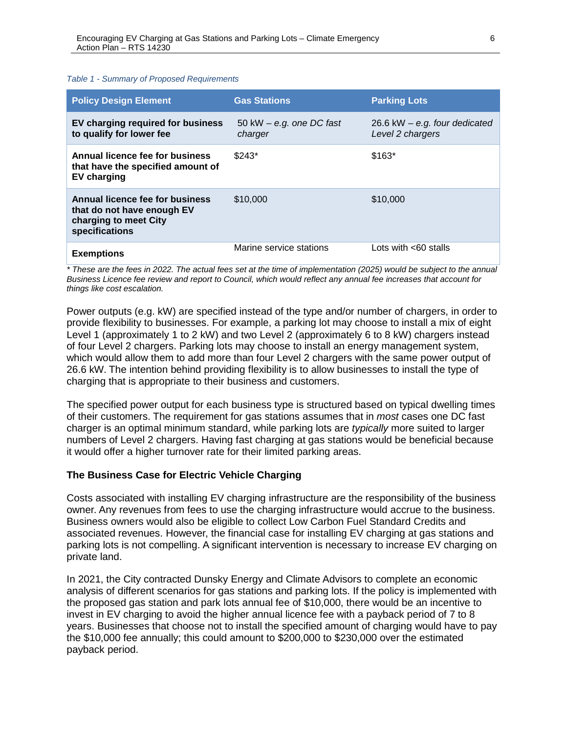*Table 1 - Summary of Proposed Requirements*

| Policy Design Element | Gas Stations | Parking Lots |
| --- | --- | --- |
| **EV charging required for business to qualify for lower fee** | 50 kW – *e.g. one DC fast charger* | 26.6 kW – *e.g. four dedicated Level 2 chargers* |
| **Annual licence fee for business that have the specified amount of EV charging** | $243* | $163* |
| **Annual licence fee for business that do not have enough EV charging to meet City specifications** | $10,000 | $10,000 |
| **Exemptions** | Marine service stations | Lots with <60 stalls |

*\* These are the fees in 2022. The actual fees set at the time of implementation (2025) would be subject to the annual Business Licence fee review and report to Council, which would reflect any annual fee increases that account for things like cost escalation.*

Power outputs (e.g. kW) are specified instead of the type and/or number of chargers, in order to provide flexibility to businesses. For example, a parking lot may choose to install a mix of eight Level 1 (approximately 1 to 2 kW) and two Level 2 (approximately 6 to 8 kW) chargers instead of four Level 2 chargers. Parking lots may choose to install an energy management system, which would allow them to add more than four Level 2 chargers with the same power output of 26.6 kW. The intention behind providing flexibility is to allow businesses to install the type of charging that is appropriate to their business and customers.

The specified power output for each business type is structured based on typical dwelling times of their customers. The requirement for gas stations assumes that in *most* cases one DC fast charger is an optimal minimum standard, while parking lots are *typically* more suited to larger numbers of Level 2 chargers. Having fast charging at gas stations would be beneficial because it would offer a higher turnover rate for their limited parking areas.

### The Business Case for Electric Vehicle Charging

Costs associated with installing EV charging infrastructure are the responsibility of the business owner. Any revenues from fees to use the charging infrastructure would accrue to the business. Business owners would also be eligible to collect Low Carbon Fuel Standard Credits and associated revenues. However, the financial case for installing EV charging at gas stations and parking lots is not compelling. A significant intervention is necessary to increase EV charging on private land.

In 2021, the City contracted Dunsky Energy and Climate Advisors to complete an economic analysis of different scenarios for gas stations and parking lots. If the policy is implemented with the proposed gas station and park lots annual fee of $10,000, there would be an incentive to invest in EV charging to avoid the higher annual licence fee with a payback period of 7 to 8 years. Businesses that choose not to install the specified amount of charging would have to pay the $10,000 fee annually; this could amount to $200,000 to $230,000 over the estimated payback period.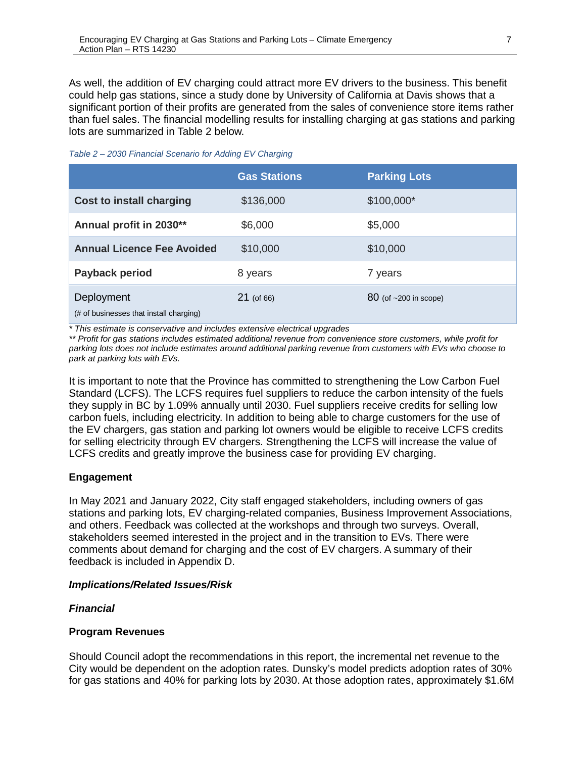As well, the addition of EV charging could attract more EV drivers to the business. This benefit could help gas stations, since a study done by University of California at Davis shows that a significant portion of their profits are generated from the sales of convenience store items rather than fuel sales. The financial modelling results for installing charging at gas stations and parking lots are summarized in Table 2 below.

*Table 2 – 2030 Financial Scenario for Adding EV Charging*

| | Gas Stations | Parking Lots |
|---|---|---|
| **Cost to install charging** | $136,000 | $100,000* |
| **Annual profit in 2030**** | $6,000 | $5,000 |
| **Annual Licence Fee Avoided** | $10,000 | $10,000 |
| **Payback period** | 8 years | 7 years |
| Deployment (# of businesses that install charging) | 21 (of 66) | 80 (of ~200 in scope) |

*\* This estimate is conservative and includes extensive electrical upgrades*
*\*\* Profit for gas stations includes estimated additional revenue from convenience store customers, while profit for parking lots does not include estimates around additional parking revenue from customers with EVs who choose to park at parking lots with EVs.*

It is important to note that the Province has committed to strengthening the Low Carbon Fuel Standard (LCFS). The LCFS requires fuel suppliers to reduce the carbon intensity of the fuels they supply in BC by 1.09% annually until 2030. Fuel suppliers receive credits for selling low carbon fuels, including electricity. In addition to being able to charge customers for the use of the EV chargers, gas station and parking lot owners would be eligible to receive LCFS credits for selling electricity through EV chargers. Strengthening the LCFS will increase the value of LCFS credits and greatly improve the business case for providing EV charging.

**Engagement**

In May 2021 and January 2022, City staff engaged stakeholders, including owners of gas stations and parking lots, EV charging-related companies, Business Improvement Associations, and others. Feedback was collected at the workshops and through two surveys. Overall, stakeholders seemed interested in the project and in the transition to EVs. There were comments about demand for charging and the cost of EV chargers. A summary of their feedback is included in Appendix D.

***Implications/Related Issues/Risk***

***Financial***

**Program Revenues**

Should Council adopt the recommendations in this report, the incremental net revenue to the City would be dependent on the adoption rates. Dunsky's model predicts adoption rates of 30% for gas stations and 40% for parking lots by 2030. At those adoption rates, approximately $1.6M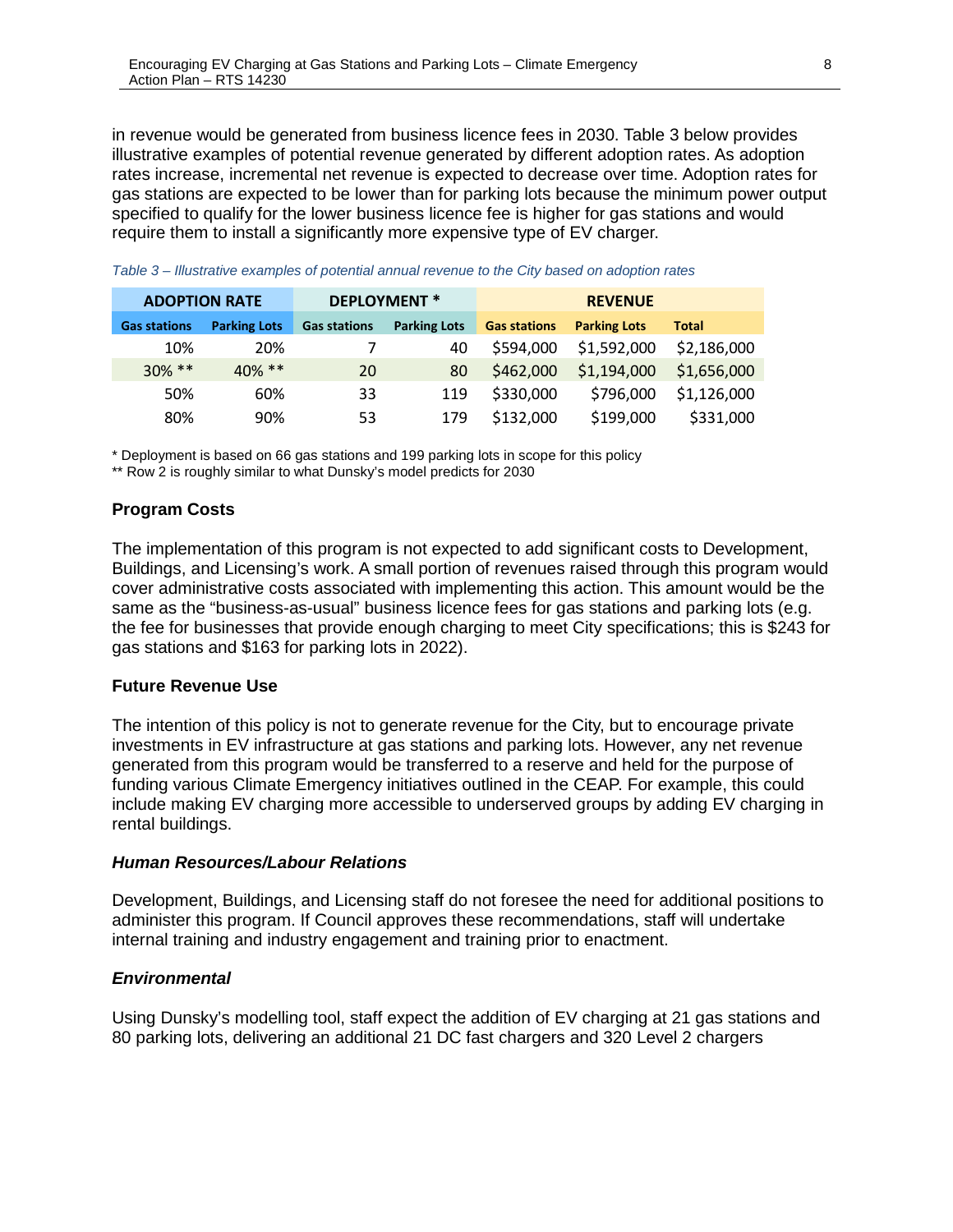in revenue would be generated from business licence fees in 2030. Table 3 below provides illustrative examples of potential revenue generated by different adoption rates. As adoption rates increase, incremental net revenue is expected to decrease over time. Adoption rates for gas stations are expected to be lower than for parking lots because the minimum power output specified to qualify for the lower business licence fee is higher for gas stations and would require them to install a significantly more expensive type of EV charger.

*Table 3 – Illustrative examples of potential annual revenue to the City based on adoption rates*

| ADOPTION RATE | | DEPLOYMENT * | | REVENUE | | |
|---|---|---|---|---|---|---|
| **Gas stations** | **Parking Lots** | **Gas stations** | **Parking Lots** | **Gas stations** | **Parking Lots** | **Total** |
| 10% | 20% | 7 | 40 | $594,000 | $1,592,000 | $2,186,000 |
| 30% ** | 40% ** | 20 | 80 | $462,000 | $1,194,000 | $1,656,000 |
| 50% | 60% | 33 | 119 | $330,000 | $796,000 | $1,126,000 |
| 80% | 90% | 53 | 179 | $132,000 | $199,000 | $331,000 |

\* Deployment is based on 66 gas stations and 199 parking lots in scope for this policy
** Row 2 is roughly similar to what Dunsky's model predicts for 2030

**Program Costs**

The implementation of this program is not expected to add significant costs to Development, Buildings, and Licensing's work. A small portion of revenues raised through this program would cover administrative costs associated with implementing this action. This amount would be the same as the "business-as-usual" business licence fees for gas stations and parking lots (e.g. the fee for businesses that provide enough charging to meet City specifications; this is $243 for gas stations and $163 for parking lots in 2022).

**Future Revenue Use**

The intention of this policy is not to generate revenue for the City, but to encourage private investments in EV infrastructure at gas stations and parking lots. However, any net revenue generated from this program would be transferred to a reserve and held for the purpose of funding various Climate Emergency initiatives outlined in the CEAP. For example, this could include making EV charging more accessible to underserved groups by adding EV charging in rental buildings.

***Human Resources/Labour Relations***

Development, Buildings, and Licensing staff do not foresee the need for additional positions to administer this program. If Council approves these recommendations, staff will undertake internal training and industry engagement and training prior to enactment.

***Environmental***

Using Dunsky's modelling tool, staff expect the addition of EV charging at 21 gas stations and 80 parking lots, delivering an additional 21 DC fast chargers and 320 Level 2 chargers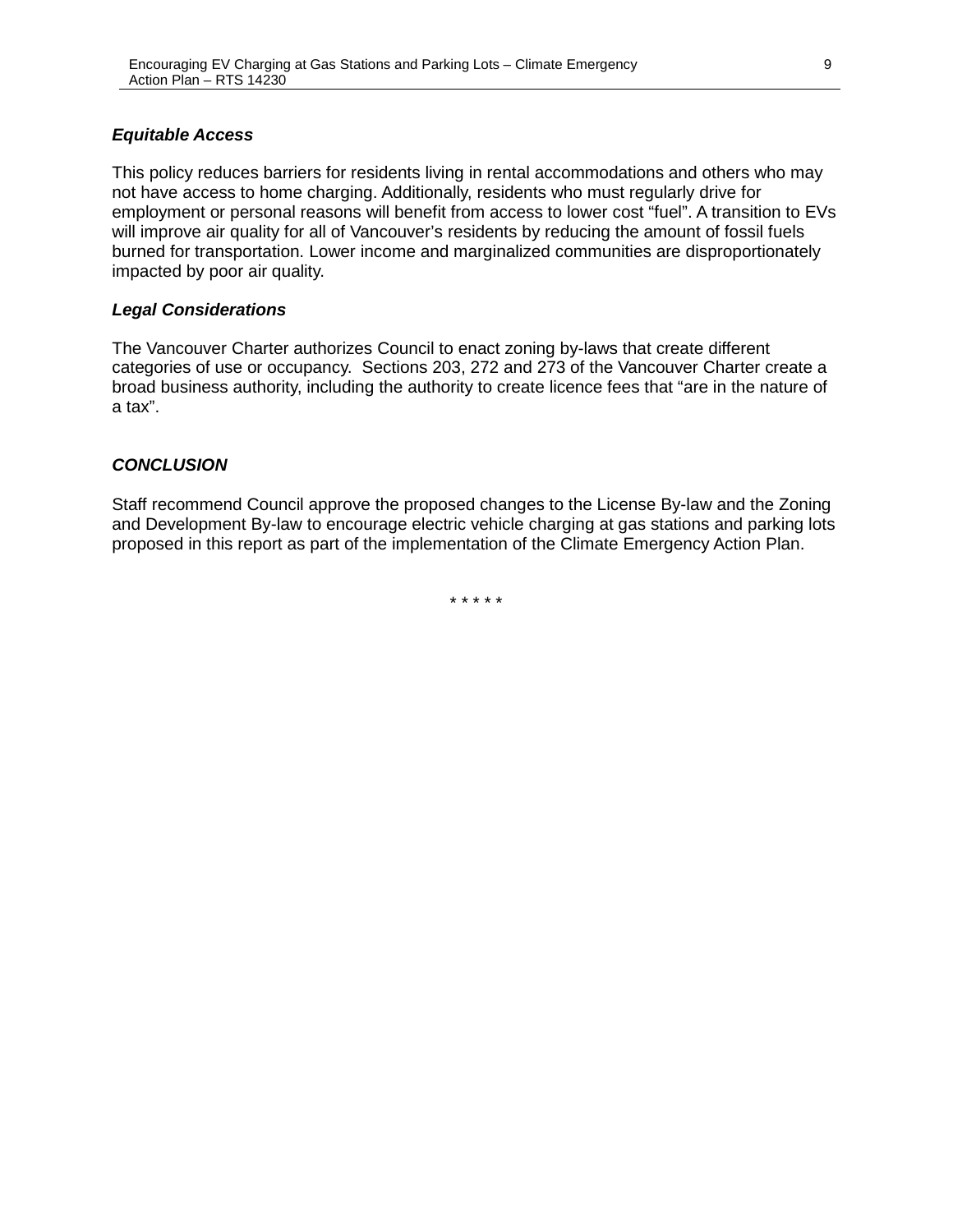***Equitable Access***

This policy reduces barriers for residents living in rental accommodations and others who may not have access to home charging. Additionally, residents who must regularly drive for employment or personal reasons will benefit from access to lower cost “fuel”. A transition to EVs will improve air quality for all of Vancouver’s residents by reducing the amount of fossil fuels burned for transportation. Lower income and marginalized communities are disproportionately impacted by poor air quality.

***Legal Considerations***

The Vancouver Charter authorizes Council to enact zoning by-laws that create different categories of use or occupancy.  Sections 203, 272 and 273 of the Vancouver Charter create a broad business authority, including the authority to create licence fees that “are in the nature of a tax”.

## ***CONCLUSION***

Staff recommend Council approve the proposed changes to the License By-law and the Zoning and Development By-law to encourage electric vehicle charging at gas stations and parking lots proposed in this report as part of the implementation of the Climate Emergency Action Plan.

* * * * *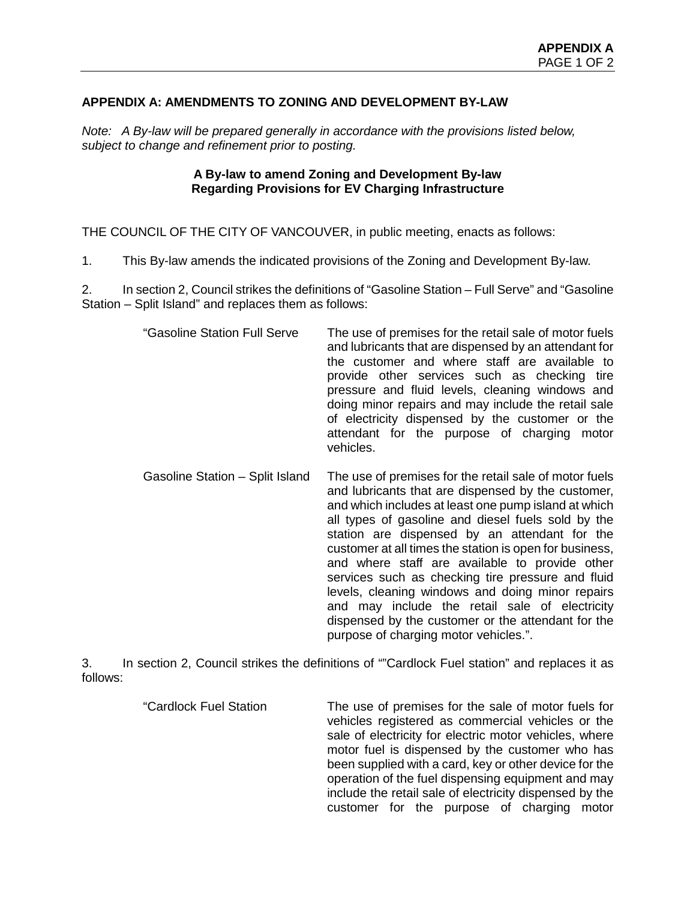**APPENDIX A: AMENDMENTS TO ZONING AND DEVELOPMENT BY-LAW**

*Note: A By-law will be prepared generally in accordance with the provisions listed below, subject to change and refinement prior to posting.*

**A By-law to amend Zoning and Development By-law**
**Regarding Provisions for EV Charging Infrastructure**

THE COUNCIL OF THE CITY OF VANCOUVER, in public meeting, enacts as follows:

1. This By-law amends the indicated provisions of the Zoning and Development By-law.

2. In section 2, Council strikes the definitions of "Gasoline Station – Full Serve" and "Gasoline Station – Split Island" and replaces them as follows:

| | |
|---|---|
| "Gasoline Station Full Serve | The use of premises for the retail sale of motor fuels and lubricants that are dispensed by an attendant for the customer and where staff are available to provide other services such as checking tire pressure and fluid levels, cleaning windows and doing minor repairs and may include the retail sale of electricity dispensed by the customer or the attendant for the purpose of charging motor vehicles. |
| Gasoline Station – Split Island | The use of premises for the retail sale of motor fuels and lubricants that are dispensed by the customer, and which includes at least one pump island at which all types of gasoline and diesel fuels sold by the station are dispensed by an attendant for the customer at all times the station is open for business, and where staff are available to provide other services such as checking tire pressure and fluid levels, cleaning windows and doing minor repairs and may include the retail sale of electricity dispensed by the customer or the attendant for the purpose of charging motor vehicles.". |

3. In section 2, Council strikes the definitions of ""Cardlock Fuel station" and replaces it as follows:

| | |
|---|---|
| "Cardlock Fuel Station | The use of premises for the sale of motor fuels for vehicles registered as commercial vehicles or the sale of electricity for electric motor vehicles, where motor fuel is dispensed by the customer who has been supplied with a card, key or other device for the operation of the fuel dispensing equipment and may include the retail sale of electricity dispensed by the customer for the purpose of charging motor |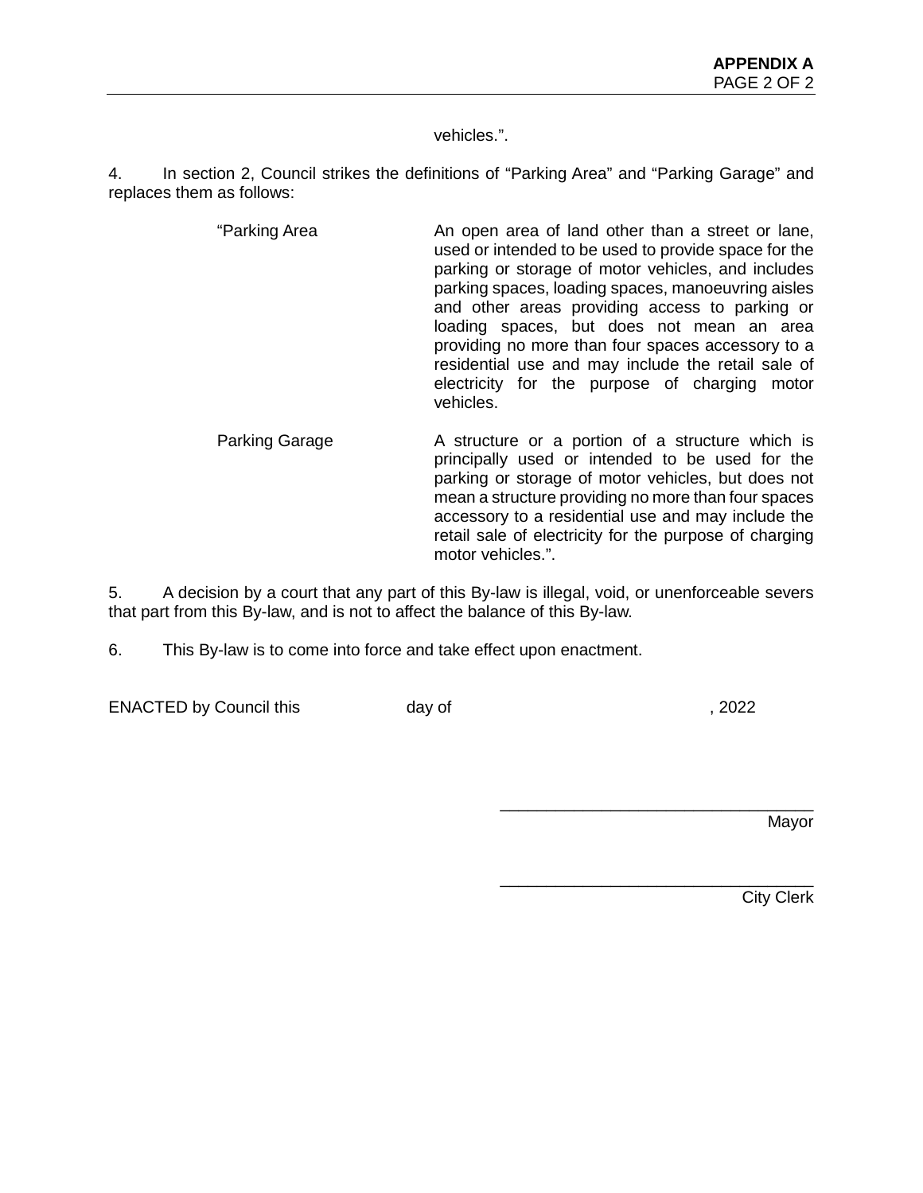vehicles.”.

4. In section 2, Council strikes the definitions of “Parking Area” and “Parking Garage” and replaces them as follows:

| | |
|---|---|
| “Parking Area | An open area of land other than a street or lane, used or intended to be used to provide space for the parking or storage of motor vehicles, and includes parking spaces, loading spaces, manoeuvring aisles and other areas providing access to parking or loading spaces, but does not mean an area providing no more than four spaces accessory to a residential use and may include the retail sale of electricity for the purpose of charging motor vehicles. |
| Parking Garage | A structure or a portion of a structure which is principally used or intended to be used for the parking or storage of motor vehicles, but does not mean a structure providing no more than four spaces accessory to a residential use and may include the retail sale of electricity for the purpose of charging motor vehicles.”. |

5. A decision by a court that any part of this By-law is illegal, void, or unenforceable severs that part from this By-law, and is not to affect the balance of this By-law.

6. This By-law is to come into force and take effect upon enactment.

ENACTED by Council this day of , 2022

\_\_\_\_\_\_\_\_\_\_\_\_\_\_\_\_\_\_\_\_\_\_\_\_\_\_\_\_\_\_\_\_
Mayor

\_\_\_\_\_\_\_\_\_\_\_\_\_\_\_\_\_\_\_\_\_\_\_\_\_\_\_\_\_\_\_\_
City Clerk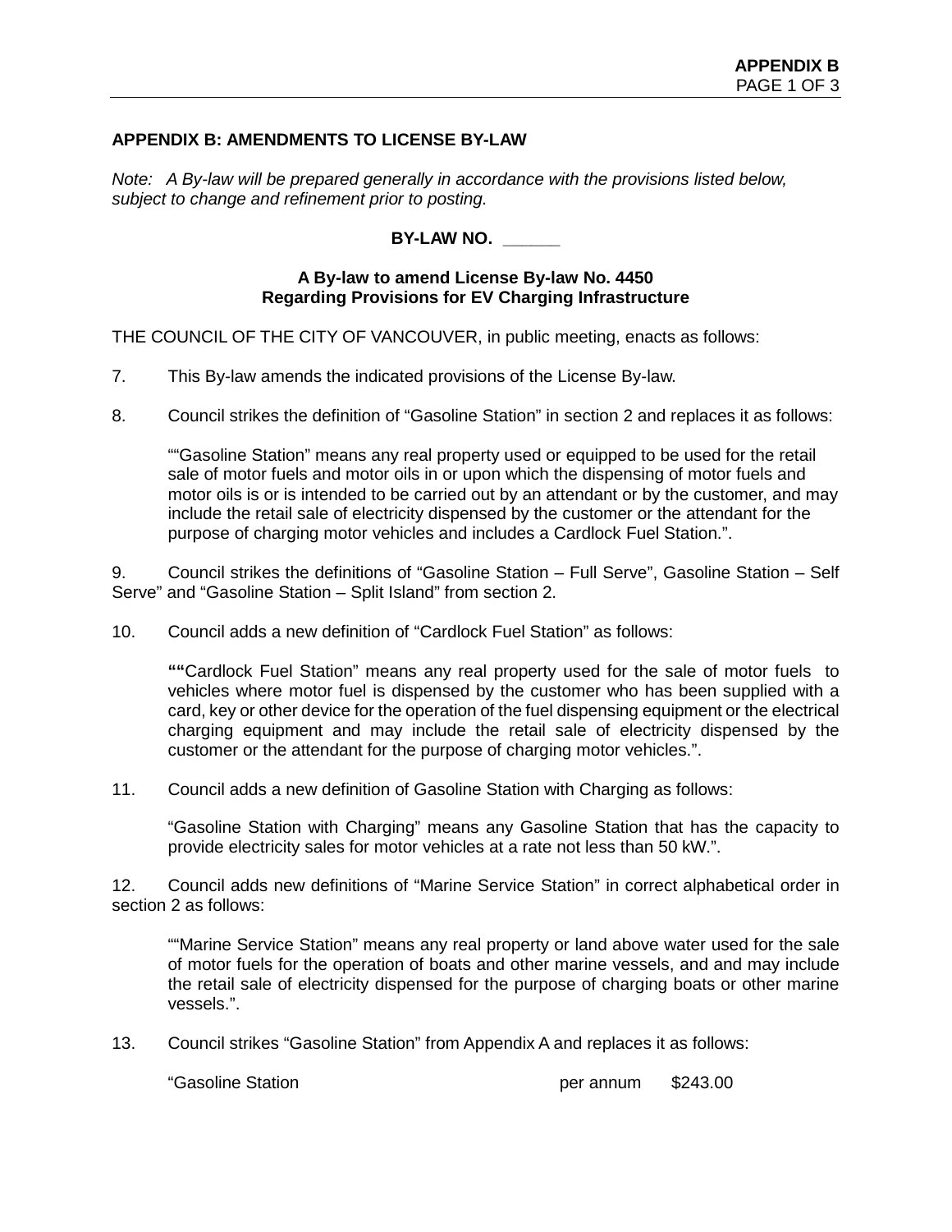## APPENDIX B: AMENDMENTS TO LICENSE BY-LAW

*Note: A By-law will be prepared generally in accordance with the provisions listed below, subject to change and refinement prior to posting.*

**BY-LAW NO. ______**

**A By-law to amend License By-law No. 4450**
**Regarding Provisions for EV Charging Infrastructure**

THE COUNCIL OF THE CITY OF VANCOUVER, in public meeting, enacts as follows:

7. This By-law amends the indicated provisions of the License By-law.

8. Council strikes the definition of "Gasoline Station" in section 2 and replaces it as follows:

   ""Gasoline Station" means any real property used or equipped to be used for the retail sale of motor fuels and motor oils in or upon which the dispensing of motor fuels and motor oils is or is intended to be carried out by an attendant or by the customer, and may include the retail sale of electricity dispensed by the customer or the attendant for the purpose of charging motor vehicles and includes a Cardlock Fuel Station.".

9. Council strikes the definitions of "Gasoline Station – Full Serve", Gasoline Station – Self Serve" and "Gasoline Station – Split Island" from section 2.

10. Council adds a new definition of "Cardlock Fuel Station" as follows:

   ""Cardlock Fuel Station" means any real property used for the sale of motor fuels to vehicles where motor fuel is dispensed by the customer who has been supplied with a card, key or other device for the operation of the fuel dispensing equipment or the electrical charging equipment and may include the retail sale of electricity dispensed by the customer or the attendant for the purpose of charging motor vehicles.".

11. Council adds a new definition of Gasoline Station with Charging as follows:

   "Gasoline Station with Charging" means any Gasoline Station that has the capacity to provide electricity sales for motor vehicles at a rate not less than 50 kW.".

12. Council adds new definitions of "Marine Service Station" in correct alphabetical order in section 2 as follows:

   ""Marine Service Station" means any real property or land above water used for the sale of motor fuels for the operation of boats and other marine vessels, and and may include the retail sale of electricity dispensed for the purpose of charging boats or other marine vessels.".

13. Council strikes "Gasoline Station" from Appendix A and replaces it as follows:

   "Gasoline Station per annum $243.00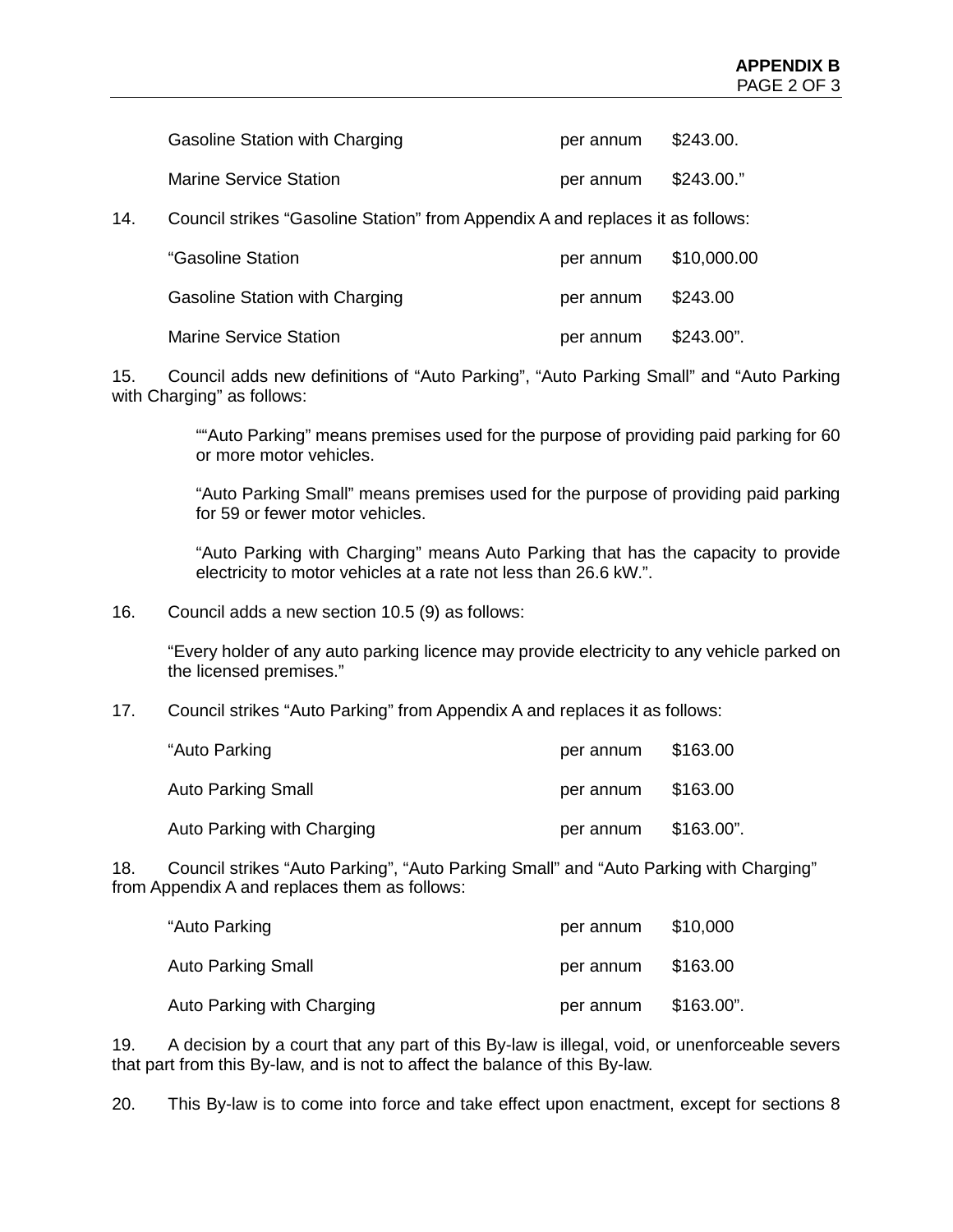| | | |
|---|---|---|
| Gasoline Station with Charging | per annum | $243.00. |
| Marine Service Station | per annum | $243.00.” |

14. Council strikes “Gasoline Station” from Appendix A and replaces it as follows:

| | | |
|---|---|---|
| “Gasoline Station | per annum | $10,000.00 |
| Gasoline Station with Charging | per annum | $243.00 |
| Marine Service Station | per annum | $243.00”. |

15. Council adds new definitions of “Auto Parking”, “Auto Parking Small” and “Auto Parking with Charging” as follows:

> ““Auto Parking” means premises used for the purpose of providing paid parking for 60 or more motor vehicles.
>
> “Auto Parking Small” means premises used for the purpose of providing paid parking for 59 or fewer motor vehicles.
>
> “Auto Parking with Charging” means Auto Parking that has the capacity to provide electricity to motor vehicles at a rate not less than 26.6 kW.”.

16. Council adds a new section 10.5 (9) as follows:

> “Every holder of any auto parking licence may provide electricity to any vehicle parked on the licensed premises.”

17. Council strikes “Auto Parking” from Appendix A and replaces it as follows:

| | | |
|---|---|---|
| “Auto Parking | per annum | $163.00 |
| Auto Parking Small | per annum | $163.00 |
| Auto Parking with Charging | per annum | $163.00”. |

18. Council strikes “Auto Parking”, “Auto Parking Small” and “Auto Parking with Charging” from Appendix A and replaces them as follows:

| | | |
|---|---|---|
| “Auto Parking | per annum | $10,000 |
| Auto Parking Small | per annum | $163.00 |
| Auto Parking with Charging | per annum | $163.00”. |

19. A decision by a court that any part of this By-law is illegal, void, or unenforceable severs that part from this By-law, and is not to affect the balance of this By-law.

20. This By-law is to come into force and take effect upon enactment, except for sections 8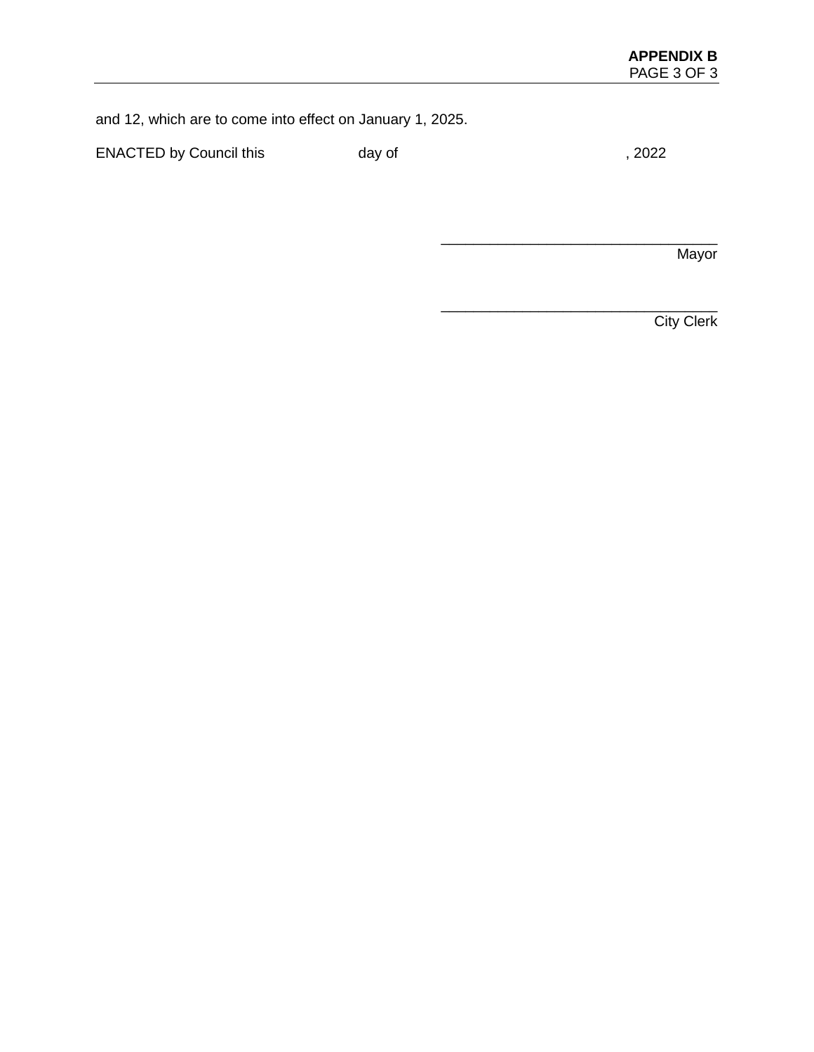and 12, which are to come into effect on January 1, 2025.

ENACTED by Council this day of , 2022

\_\_\_\_\_\_\_\_\_\_\_\_\_\_\_\_\_\_\_\_\_\_\_\_\_\_\_\_\_\_\_\_\_\_
Mayor

\_\_\_\_\_\_\_\_\_\_\_\_\_\_\_\_\_\_\_\_\_\_\_\_\_\_\_\_\_\_\_\_\_\_
City Clerk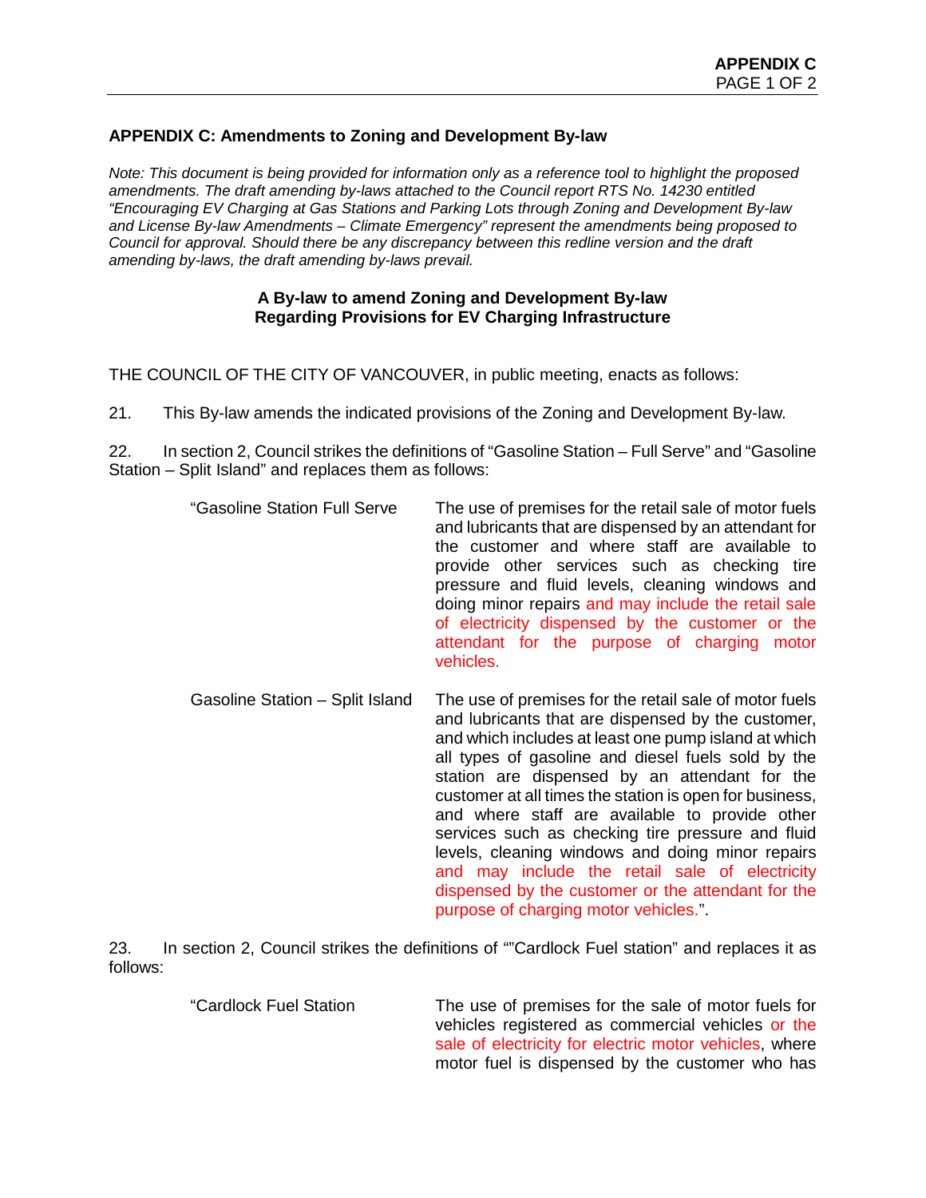## APPENDIX C: Amendments to Zoning and Development By-law

*Note: This document is being provided for information only as a reference tool to highlight the proposed amendments. The draft amending by-laws attached to the Council report RTS No. 14230 entitled "Encouraging EV Charging at Gas Stations and Parking Lots through Zoning and Development By-law and License By-law Amendments – Climate Emergency" represent the amendments being proposed to Council for approval. Should there be any discrepancy between this redline version and the draft amending by-laws, the draft amending by-laws prevail.*

**A By-law to amend Zoning and Development By-law**
**Regarding Provisions for EV Charging Infrastructure**

THE COUNCIL OF THE CITY OF VANCOUVER, in public meeting, enacts as follows:

21. This By-law amends the indicated provisions of the Zoning and Development By-law.

22. In section 2, Council strikes the definitions of "Gasoline Station – Full Serve" and "Gasoline Station – Split Island" and replaces them as follows:

"Gasoline Station Full Serve — The use of premises for the retail sale of motor fuels and lubricants that are dispensed by an attendant for the customer and where staff are available to provide other services such as checking tire pressure and fluid levels, cleaning windows and doing minor repairs and may include the retail sale of electricity dispensed by the customer or the attendant for the purpose of charging motor vehicles.

Gasoline Station – Split Island — The use of premises for the retail sale of motor fuels and lubricants that are dispensed by the customer, and which includes at least one pump island at which all types of gasoline and diesel fuels sold by the station are dispensed by an attendant for the customer at all times the station is open for business, and where staff are available to provide other services such as checking tire pressure and fluid levels, cleaning windows and doing minor repairs and may include the retail sale of electricity dispensed by the customer or the attendant for the purpose of charging motor vehicles.".

23. In section 2, Council strikes the definitions of ""Cardlock Fuel station" and replaces it as follows:

"Cardlock Fuel Station — The use of premises for the sale of motor fuels for vehicles registered as commercial vehicles or the sale of electricity for electric motor vehicles, where motor fuel is dispensed by the customer who has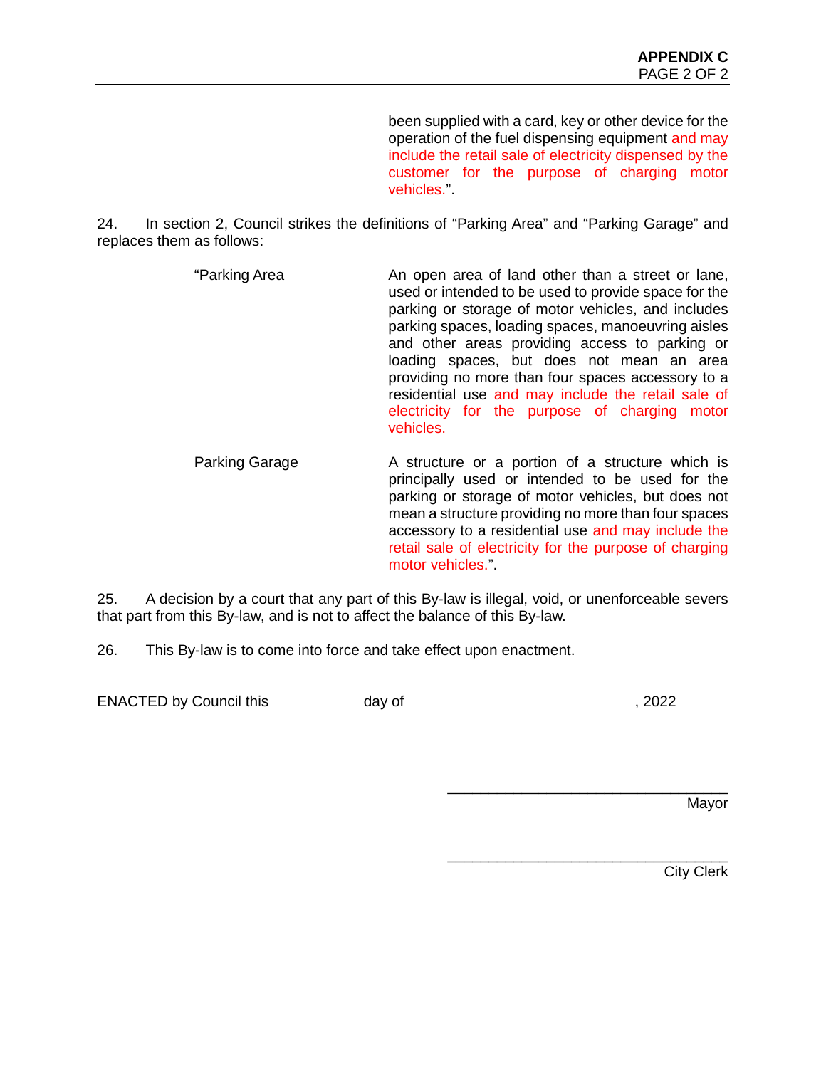been supplied with a card, key or other device for the operation of the fuel dispensing equipment and may include the retail sale of electricity dispensed by the customer for the purpose of charging motor vehicles.".

24. In section 2, Council strikes the definitions of "Parking Area" and "Parking Garage" and replaces them as follows:

"Parking Area — An open area of land other than a street or lane, used or intended to be used to provide space for the parking or storage of motor vehicles, and includes parking spaces, loading spaces, manoeuvring aisles and other areas providing access to parking or loading spaces, but does not mean an area providing no more than four spaces accessory to a residential use and may include the retail sale of electricity for the purpose of charging motor vehicles.

Parking Garage — A structure or a portion of a structure which is principally used or intended to be used for the parking or storage of motor vehicles, but does not mean a structure providing no more than four spaces accessory to a residential use and may include the retail sale of electricity for the purpose of charging motor vehicles.".

25. A decision by a court that any part of this By-law is illegal, void, or unenforceable severs that part from this By-law, and is not to affect the balance of this By-law.

26. This By-law is to come into force and take effect upon enactment.

ENACTED by Council this day of , 2022

\_\_\_\_\_\_\_\_\_\_\_\_\_\_\_\_\_\_\_\_\_\_\_\_\_\_\_\_\_\_\_\_
Mayor

\_\_\_\_\_\_\_\_\_\_\_\_\_\_\_\_\_\_\_\_\_\_\_\_\_\_\_\_\_\_\_\_
City Clerk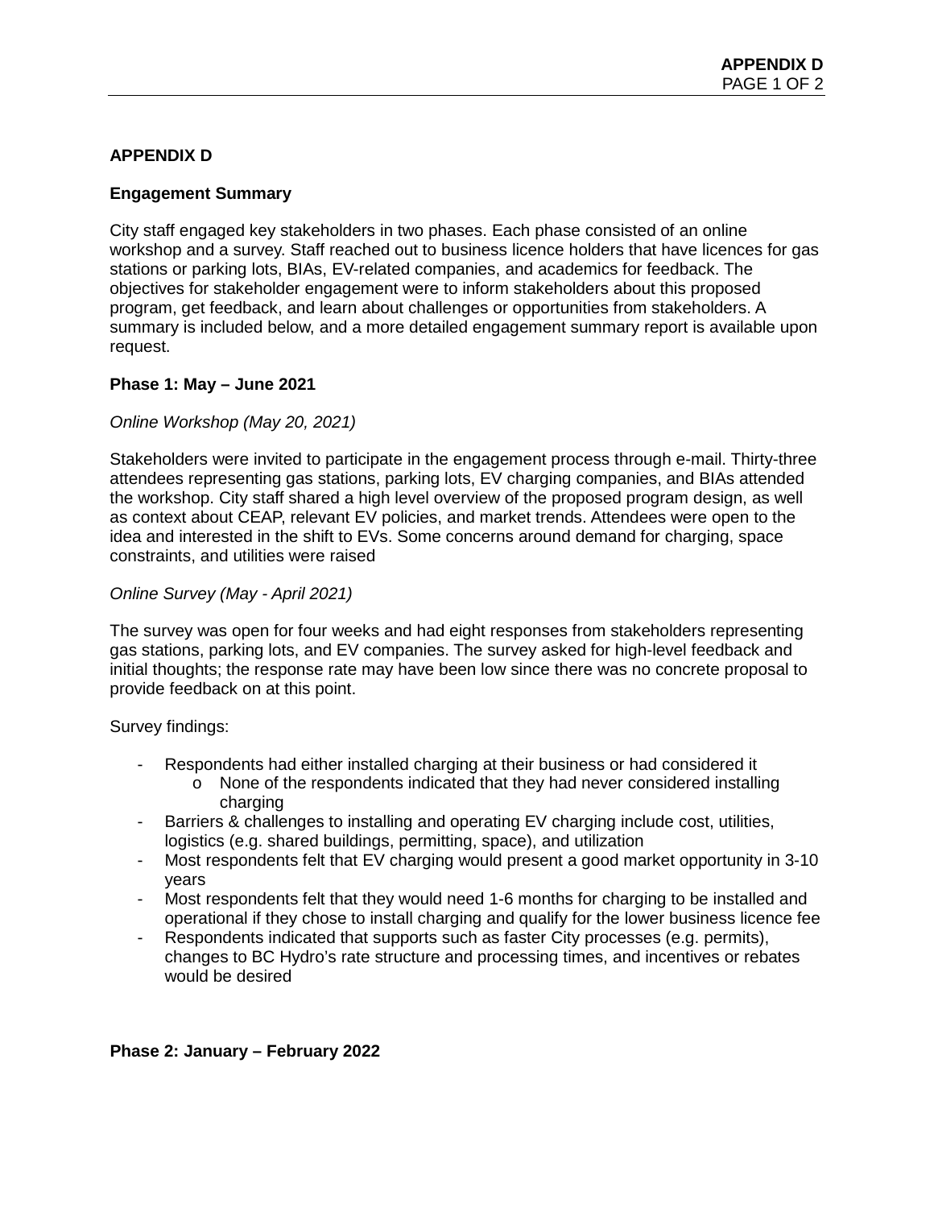## APPENDIX D

### Engagement Summary

City staff engaged key stakeholders in two phases. Each phase consisted of an online workshop and a survey. Staff reached out to business licence holders that have licences for gas stations or parking lots, BIAs, EV-related companies, and academics for feedback. The objectives for stakeholder engagement were to inform stakeholders about this proposed program, get feedback, and learn about challenges or opportunities from stakeholders. A summary is included below, and a more detailed engagement summary report is available upon request.

### Phase 1: May – June 2021

*Online Workshop (May 20, 2021)*

Stakeholders were invited to participate in the engagement process through e-mail. Thirty-three attendees representing gas stations, parking lots, EV charging companies, and BIAs attended the workshop. City staff shared a high level overview of the proposed program design, as well as context about CEAP, relevant EV policies, and market trends. Attendees were open to the idea and interested in the shift to EVs. Some concerns around demand for charging, space constraints, and utilities were raised

*Online Survey (May - April 2021)*

The survey was open for four weeks and had eight responses from stakeholders representing gas stations, parking lots, and EV companies. The survey asked for high-level feedback and initial thoughts; the response rate may have been low since there was no concrete proposal to provide feedback on at this point.

Survey findings:

- Respondents had either installed charging at their business or had considered it
  - None of the respondents indicated that they had never considered installing charging
- Barriers & challenges to installing and operating EV charging include cost, utilities, logistics (e.g. shared buildings, permitting, space), and utilization
- Most respondents felt that EV charging would present a good market opportunity in 3-10 years
- Most respondents felt that they would need 1-6 months for charging to be installed and operational if they chose to install charging and qualify for the lower business licence fee
- Respondents indicated that supports such as faster City processes (e.g. permits), changes to BC Hydro's rate structure and processing times, and incentives or rebates would be desired

### Phase 2: January – February 2022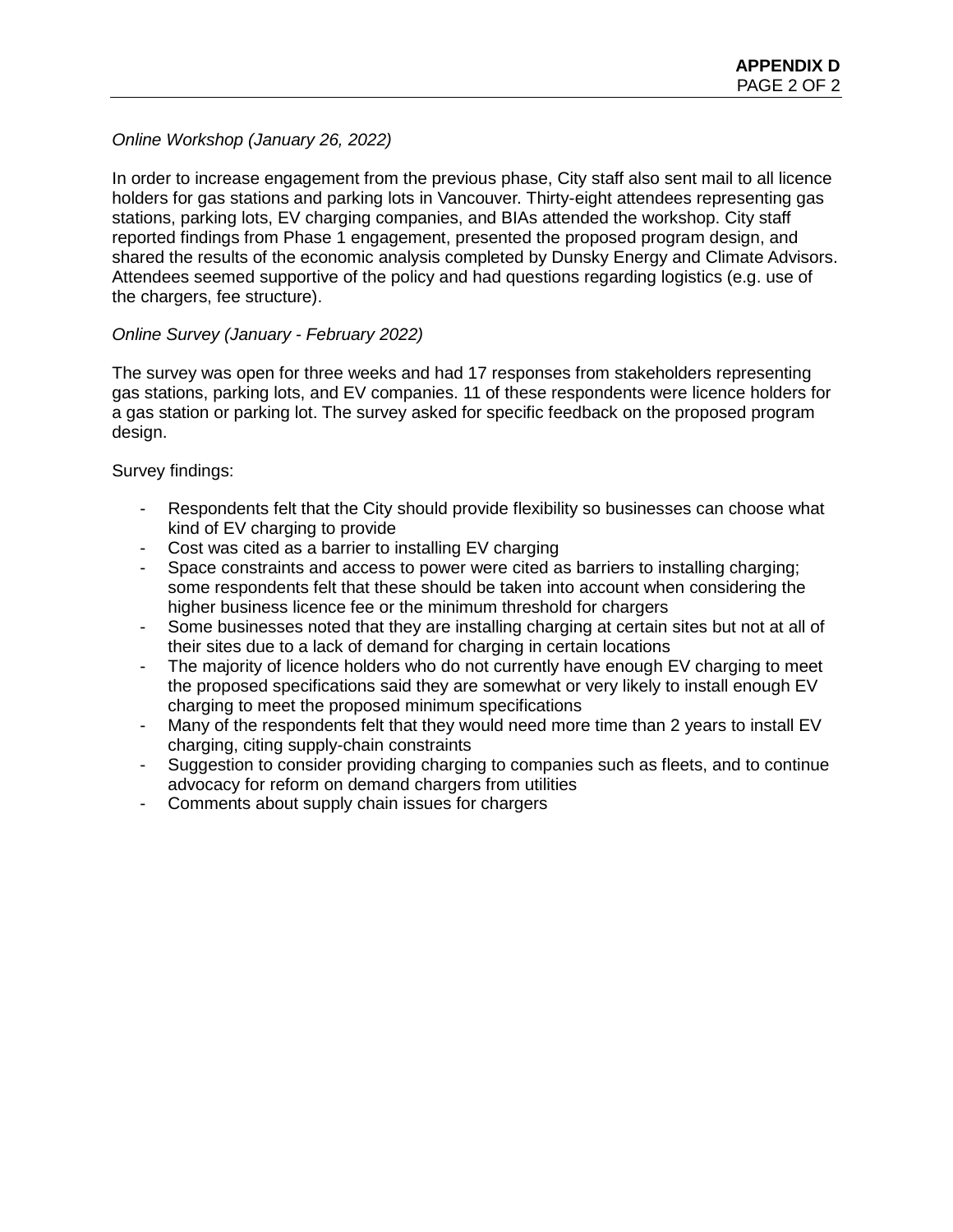*Online Workshop (January 26, 2022)*

In order to increase engagement from the previous phase, City staff also sent mail to all licence holders for gas stations and parking lots in Vancouver. Thirty-eight attendees representing gas stations, parking lots, EV charging companies, and BIAs attended the workshop. City staff reported findings from Phase 1 engagement, presented the proposed program design, and shared the results of the economic analysis completed by Dunsky Energy and Climate Advisors. Attendees seemed supportive of the policy and had questions regarding logistics (e.g. use of the chargers, fee structure).

*Online Survey (January - February 2022)*

The survey was open for three weeks and had 17 responses from stakeholders representing gas stations, parking lots, and EV companies. 11 of these respondents were licence holders for a gas station or parking lot. The survey asked for specific feedback on the proposed program design.

Survey findings:

- Respondents felt that the City should provide flexibility so businesses can choose what kind of EV charging to provide
- Cost was cited as a barrier to installing EV charging
- Space constraints and access to power were cited as barriers to installing charging; some respondents felt that these should be taken into account when considering the higher business licence fee or the minimum threshold for chargers
- Some businesses noted that they are installing charging at certain sites but not at all of their sites due to a lack of demand for charging in certain locations
- The majority of licence holders who do not currently have enough EV charging to meet the proposed specifications said they are somewhat or very likely to install enough EV charging to meet the proposed minimum specifications
- Many of the respondents felt that they would need more time than 2 years to install EV charging, citing supply-chain constraints
- Suggestion to consider providing charging to companies such as fleets, and to continue advocacy for reform on demand chargers from utilities
- Comments about supply chain issues for chargers